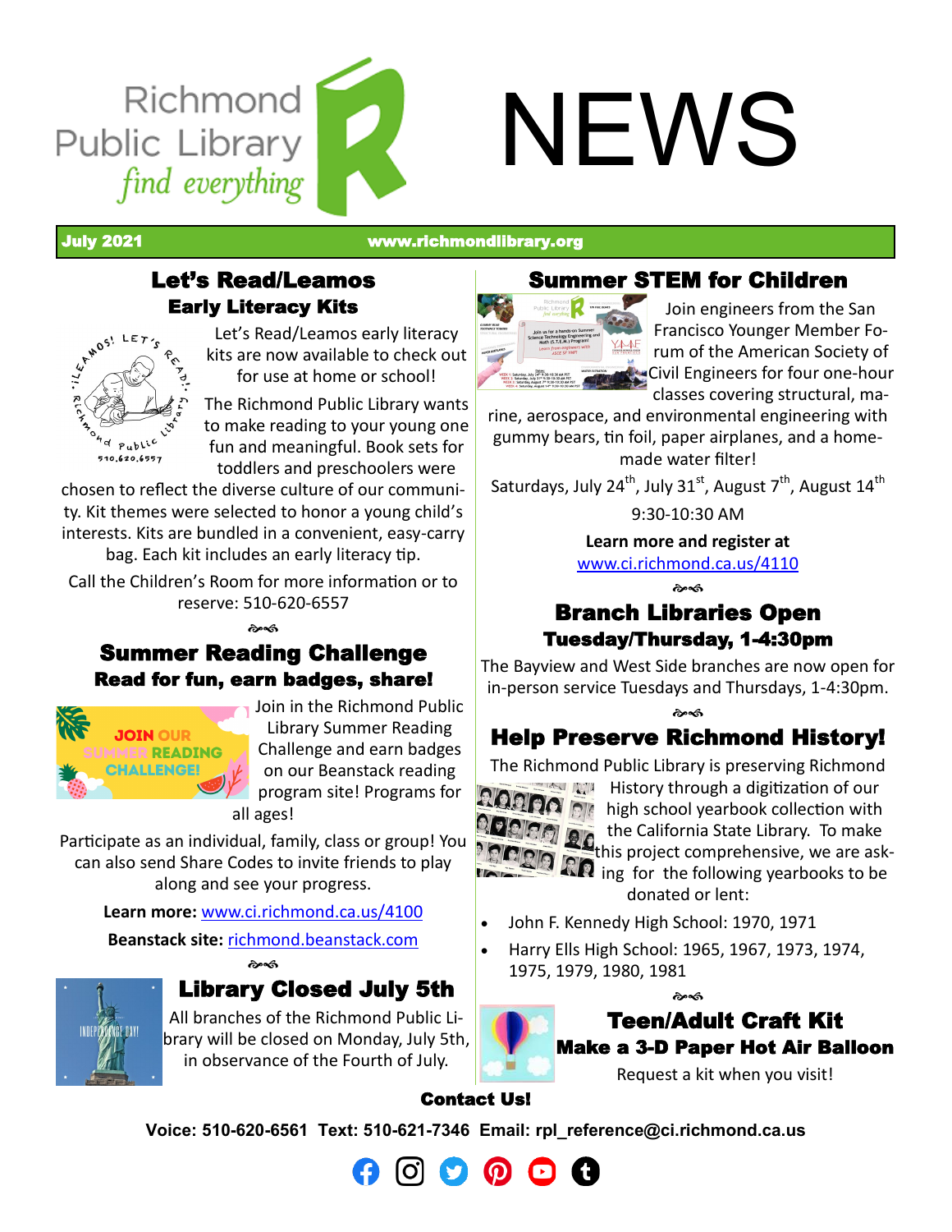# Richmond Public Library NEWS

*find everything*

**July 2021** www.richmondlibrary.org

## Let's Read/Leamos Early Literacy Kits

Let's Read/Leamos early literacy kits are now available to check out for use at home or school!

The Richmond Public Library wants to make reading to your young one fun and meaningful. Book sets for toddlers and preschoolers were chosen to reflect the diverse culture of our community. Kit themes were selected to honor a young child's interests. Kits are bundled in a convenient, easy-carry bag. Each kit includes an early literacy tip.

Call the Children's Room for more information or to reserve: 510-620-6557

## Summer Reading Challenge

### Read for fun, earn badges, share!

Join in the Richmond Public Library Summer Reading Challenge and earn badges on our Beanstack reading program site! Programs for all ages!

Participate as an individual, family, class or group! You can also send Share Codes to invite friends to play along and see your progress.

**Learn more:** www.ci.richmond.ca.us/4100

**Beanstack site:** richmond.beanstack.com

## Library Closed July 5th

All branches of the Richmond Public Library will be closed on Monday, July 5th, in observance of the Fourth of July.

## Summer STEM for Children

Join engineers from the San Francisco Younger Member Forum of the American Society of Civil Engineers for four one-hour classes covering structural, marine, aerospace, and environmental engineering with gummy bears, tin foil, paper airplanes, and a homemade water filter!

Saturdays, July 24th, July 31st, August 7th, August 14th

9:30-10:30 AM

**Learn more and register at**
www.ci.richmond.ca.us/4110

## Branch Libraries Open

### Tuesday/Thursday, 1-4:30pm

The Bayview and West Side branches are now open for in-person service Tuesdays and Thursdays, 1-4:30pm.

## Help Preserve Richmond History!

The Richmond Public Library is preserving Richmond History through a digitization of our high school yearbook collection with the California State Library. To make this project comprehensive, we are asking for the following yearbooks to be donated or lent:

- John F. Kennedy High School: 1970, 1971
- Harry Ells High School: 1965, 1967, 1973, 1974, 1975, 1979, 1980, 1981

## Teen/Adult Craft Kit

### Make a 3-D Paper Hot Air Balloon

Request a kit when you visit!

**Contact Us!**

**Voice: 510-620-6561 Text: 510-621-7346 Email: rpl_reference@ci.richmond.ca.us**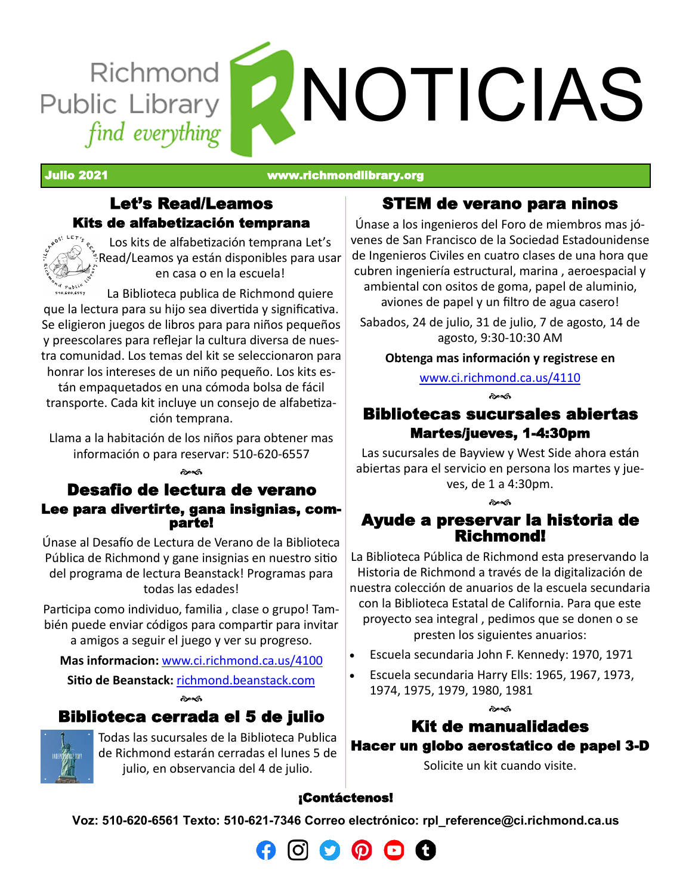Richmond Public Library *find everything*

# NOTICIAS

**Julio 2021** www.richmondlibrary.org

## Let's Read/Leamos

### Kits de alfabetización temprana

Los kits de alfabetización temprana Let's Read/Leamos ya están disponibles para usar en casa o en la escuela!

La Biblioteca publica de Richmond quiere que la lectura para su hijo sea divertida y significativa. Se eligieron juegos de libros para para niños pequeños y preescolares para reflejar la cultura diversa de nuestra comunidad. Los temas del kit se seleccionaron para honrar los intereses de un niño pequeño. Los kits están empaquetados en una cómoda bolsa de fácil transporte. Cada kit incluye un consejo de alfabetización temprana.

Llama a la habitación de los niños para obtener mas información o para reservar: 510-620-6557

## Desafio de lectura de verano

### Lee para divertirte, gana insignias, comparte!

Únase al Desafío de Lectura de Verano de la Biblioteca Pública de Richmond y gane insignias en nuestro sitio del programa de lectura Beanstack! Programas para todas las edades!

Participa como individuo, familia , clase o grupo! También puede enviar códigos para compartir para invitar a amigos a seguir el juego y ver su progreso.

**Mas informacion:** www.ci.richmond.ca.us/4100

**Sitio de Beanstack:** richmond.beanstack.com

## Biblioteca cerrada el 5 de julio

Todas las sucursales de la Biblioteca Publica de Richmond estarán cerradas el lunes 5 de julio, en observancia del 4 de julio.

## STEM de verano para ninos

Únase a los ingenieros del Foro de miembros mas jóvenes de San Francisco de la Sociedad Estadounidense de Ingenieros Civiles en cuatro clases de una hora que cubren ingeniería estructural, marina , aeroespacial y ambiental con ositos de goma, papel de aluminio, aviones de papel y un filtro de agua casero!

Sabados, 24 de julio, 31 de julio, 7 de agosto, 14 de agosto, 9:30-10:30 AM

**Obtenga mas información y registrese en**

www.ci.richmond.ca.us/4110

## Bibliotecas sucursales abiertas

### Martes/jueves, 1-4:30pm

Las sucursales de Bayview y West Side ahora están abiertas para el servicio en persona los martes y jueves, de 1 a 4:30pm.

## Ayude a preservar la historia de Richmond!

La Biblioteca Pública de Richmond esta preservando la Historia de Richmond a través de la digitalización de nuestra colección de anuarios de la escuela secundaria con la Biblioteca Estatal de California. Para que este proyecto sea integral , pedimos que se donen o se presten los siguientes anuarios:

- Escuela secundaria John F. Kennedy: 1970, 1971
- Escuela secundaria Harry Ells: 1965, 1967, 1973, 1974, 1975, 1979, 1980, 1981

## Kit de manualidades

### Hacer un globo aerostatico de papel 3-D

Solicite un kit cuando visite.

**¡Contáctenos!**

**Voz: 510-620-6561 Texto: 510-621-7346 Correo electrónico: rpl_reference@ci.richmond.ca.us**